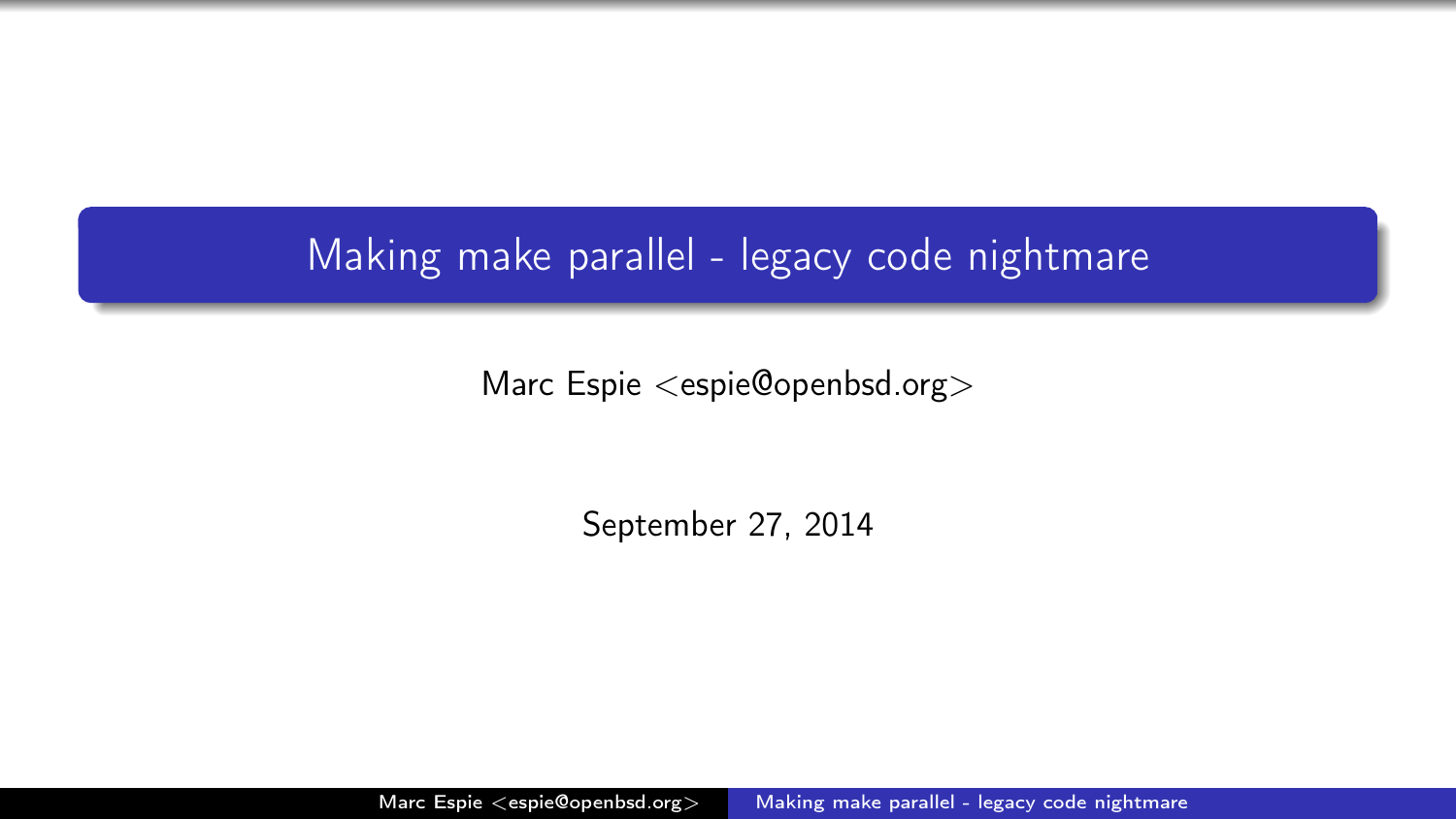# Making make parallel - legacy code nightmare

Marc Espie <espie@openbsd.org>

September 27, 2014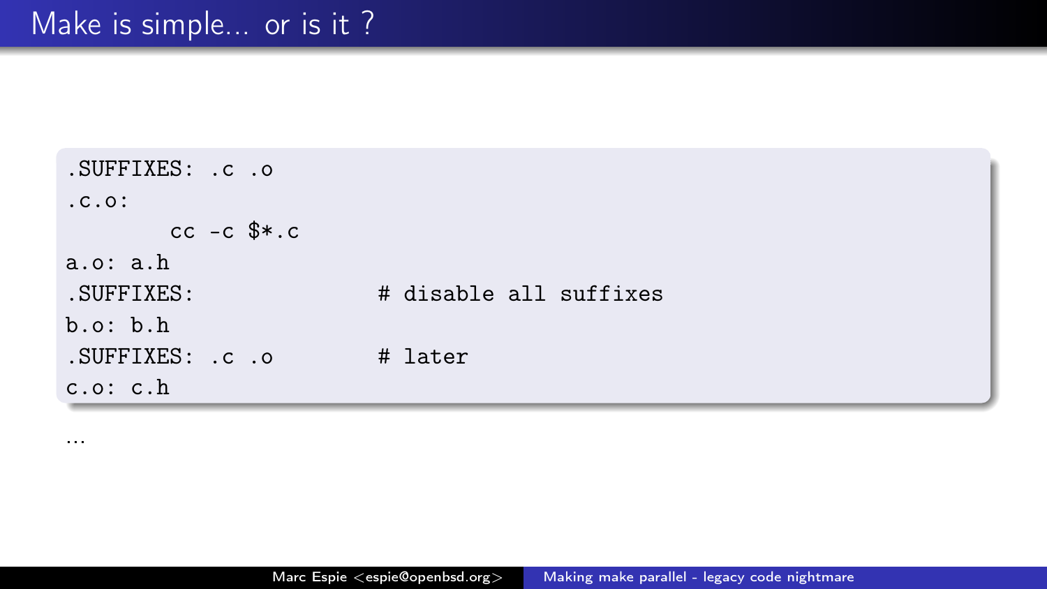# Make is simple... or is it ?

```
.SUFFIXES: .c .o
.c.o:
        cc -c $*.c
a.o: a.h
.SUFFIXES:              # disable all suffixes
b.o: b.h
.SUFFIXES: .c .o        # later
c.o: c.h
```

...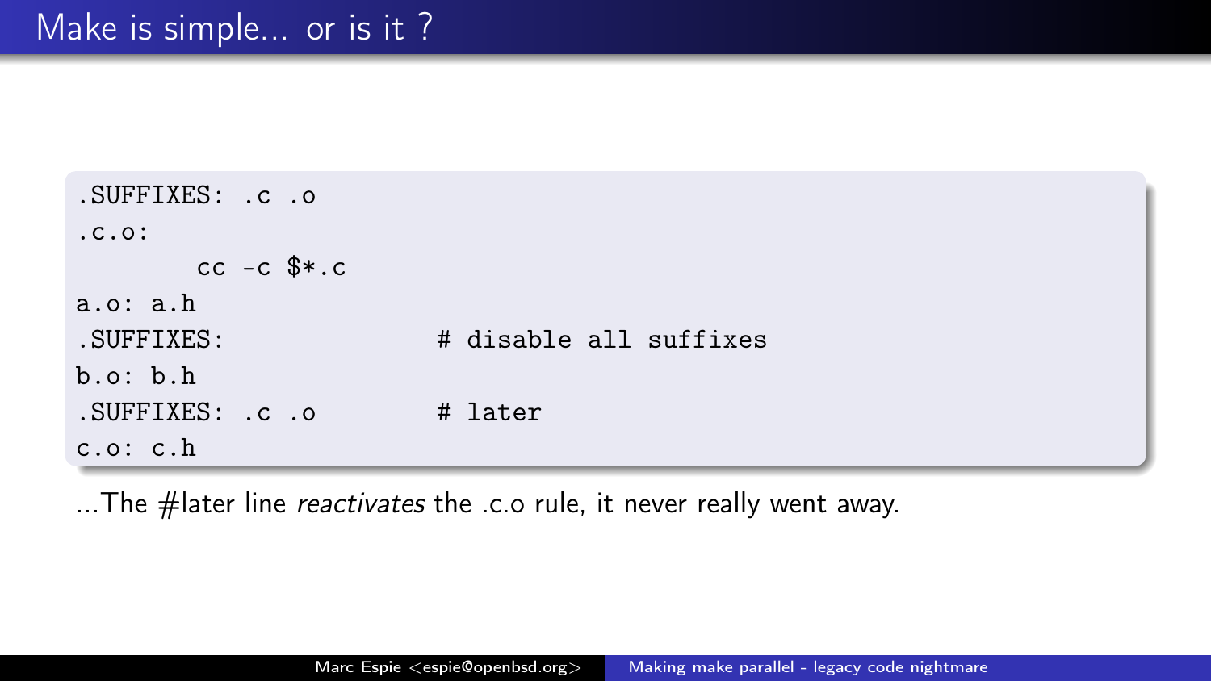# Make is simple... or is it ?

```
.SUFFIXES: .c .o
.c.o:
        cc -c $*.c
a.o: a.h
.SUFFIXES:              # disable all suffixes
b.o: b.h
.SUFFIXES: .c .o        # later
c.o: c.h
```

...The #later line *reactivates* the .c.o rule, it never really went away.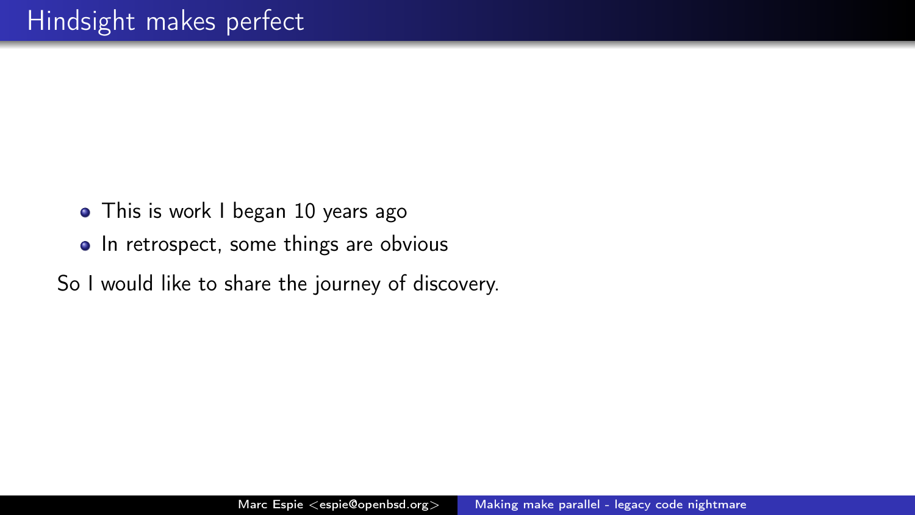# Hindsight makes perfect

- This is work I began 10 years ago
- In retrospect, some things are obvious

So I would like to share the journey of discovery.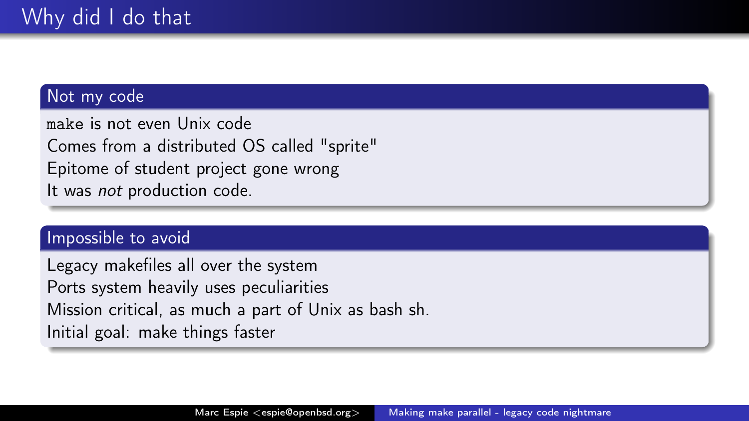# Why did I do that

## Not my code

`make` is not even Unix code
Comes from a distributed OS called "sprite"
Epitome of student project gone wrong
It was *not* production code.

## Impossible to avoid

Legacy makefiles all over the system
Ports system heavily uses peculiarities
Mission critical, as much a part of Unix as ~~bash~~ sh.
Initial goal: make things faster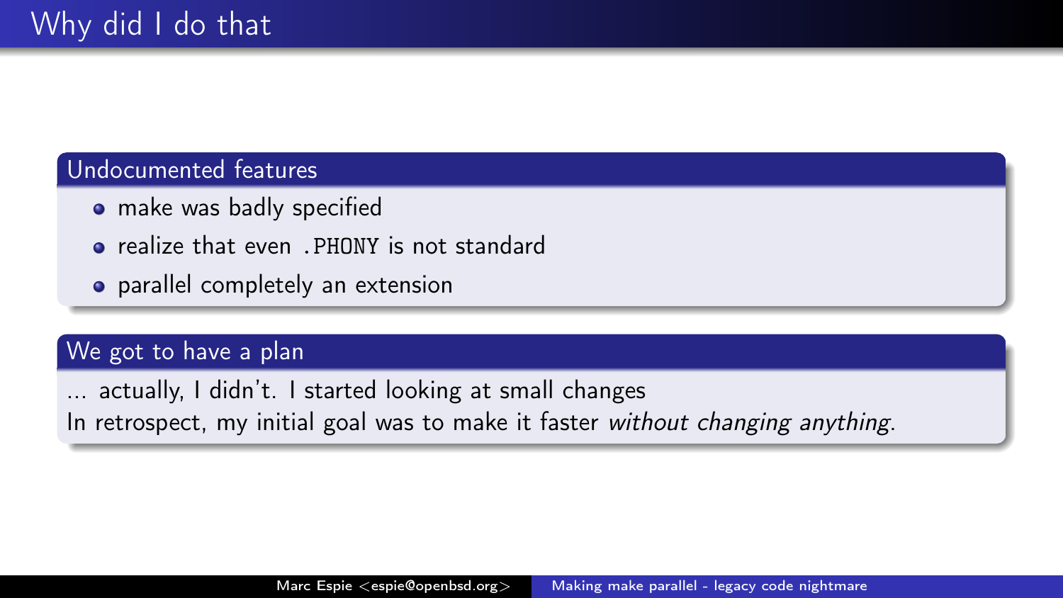# Why did I do that

## Undocumented features

- make was badly specified
- realize that even `.PHONY` is not standard
- parallel completely an extension

## We got to have a plan

... actually, I didn't. I started looking at small changes
In retrospect, my initial goal was to make it faster *without changing anything*.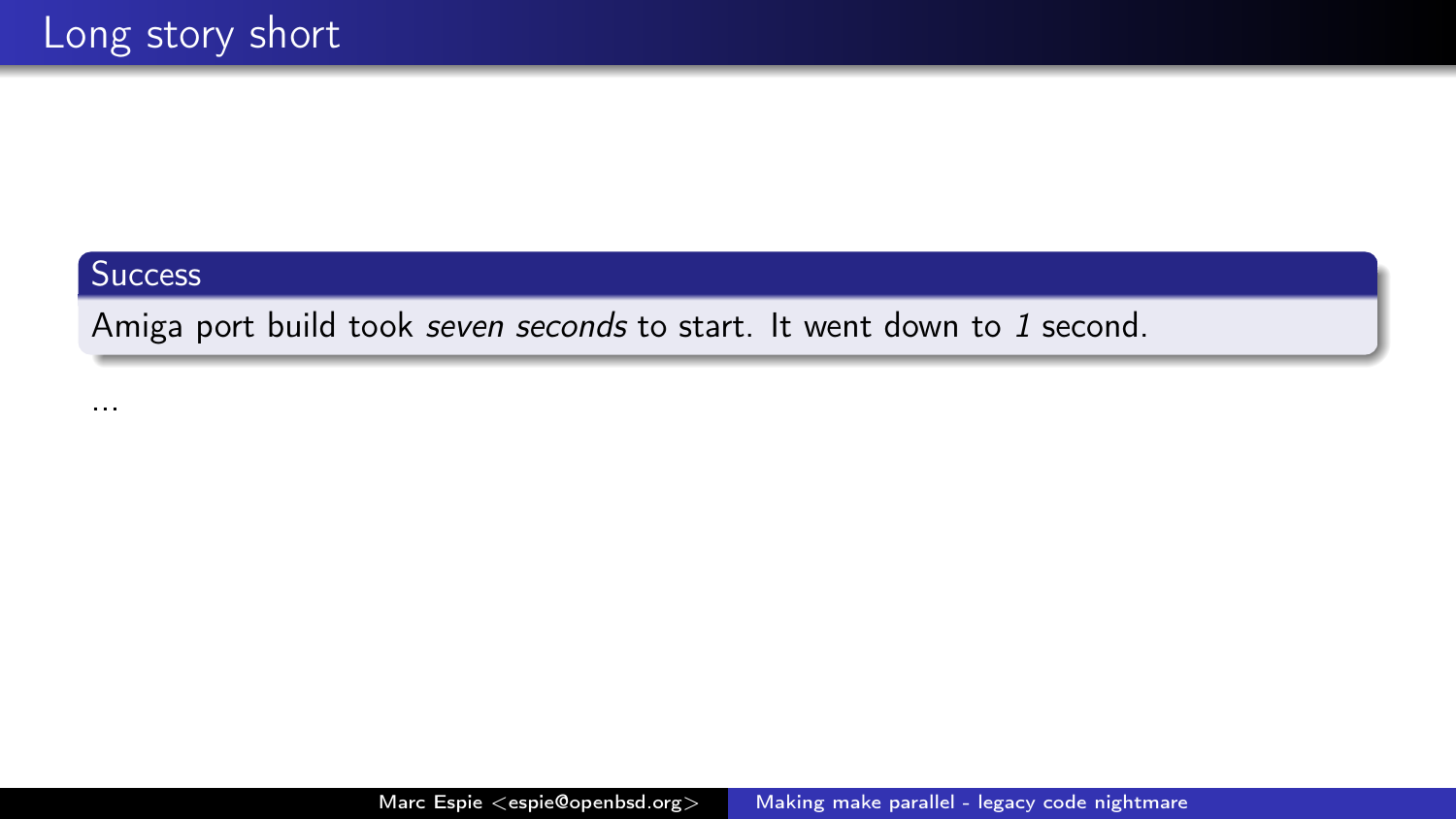# Long story short

**Success**

Amiga port build took *seven seconds* to start. It went down to *1* second.

...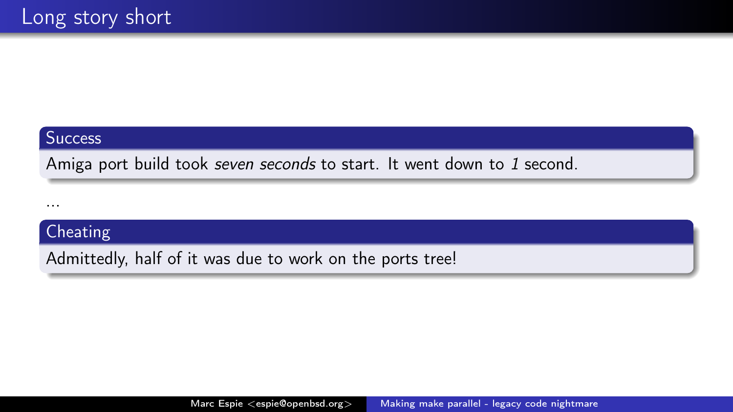# Long story short

### Success

Amiga port build took *seven seconds* to start. It went down to *1* second.

...

### Cheating

Admittedly, half of it was due to work on the ports tree!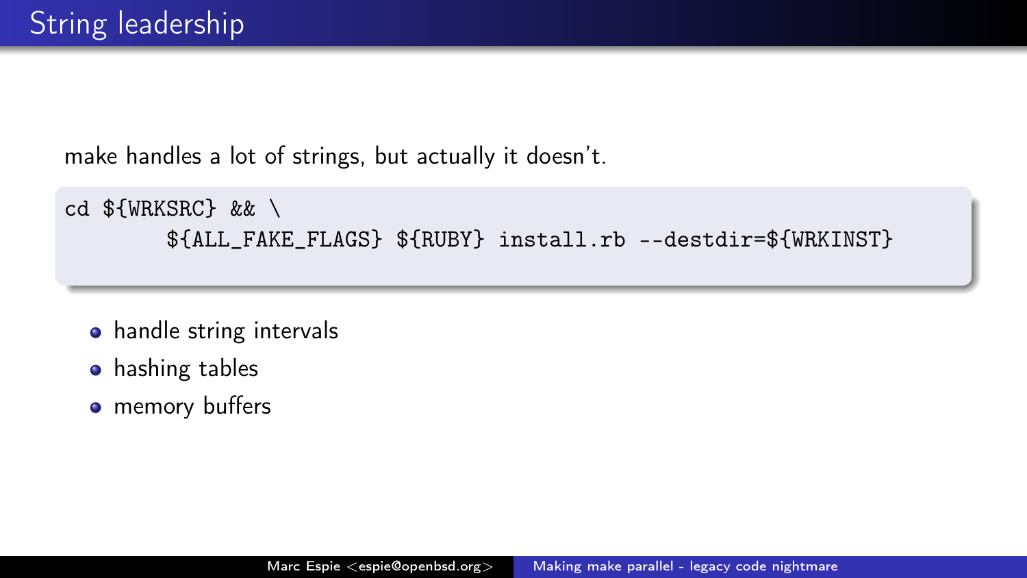# String leadership

make handles a lot of strings, but actually it doesn't.

```
cd ${WRKSRC} && \
        ${ALL_FAKE_FLAGS} ${RUBY} install.rb --destdir=${WRKINST}
```

- handle string intervals
- hashing tables
- memory buffers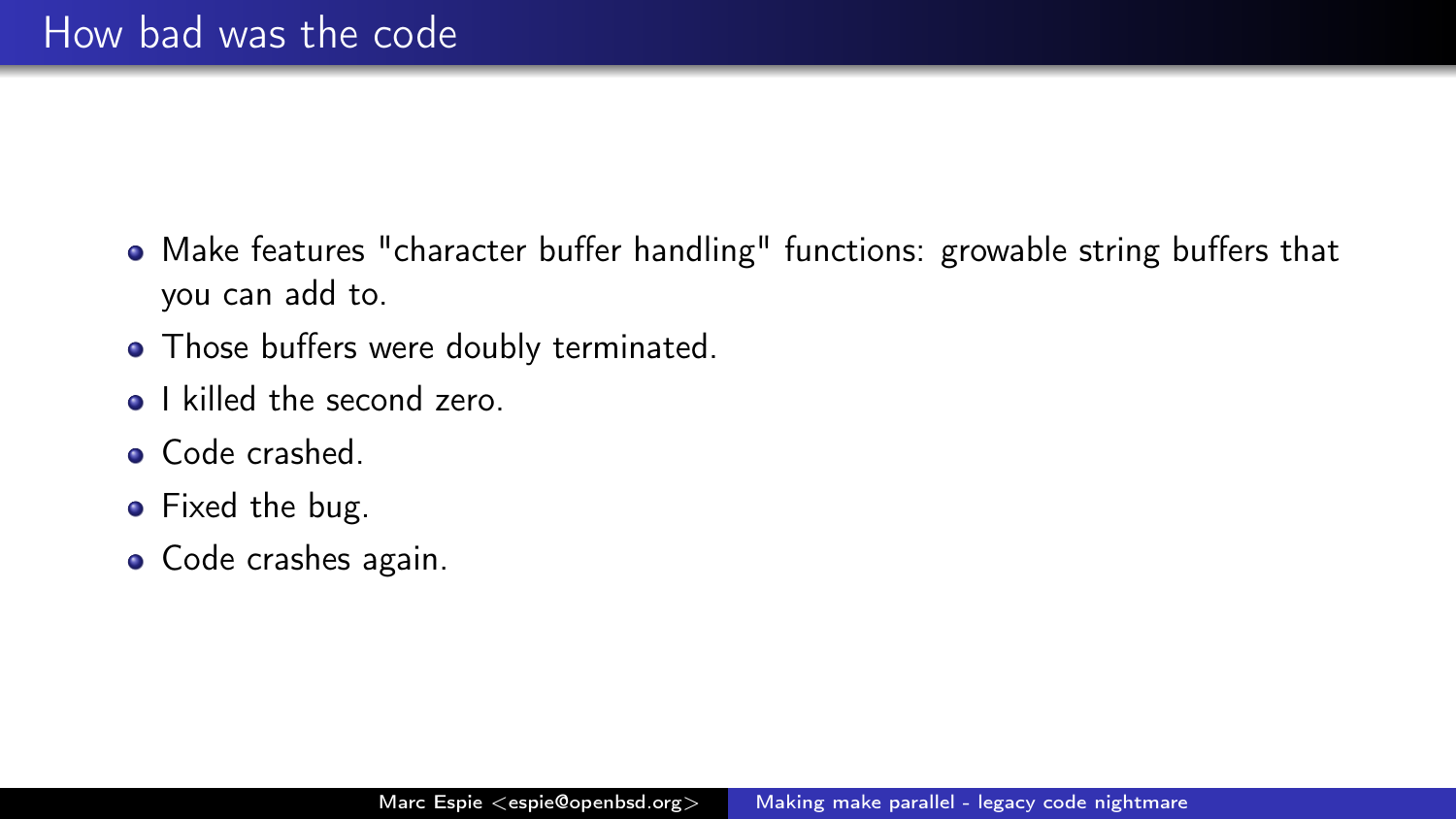# How bad was the code

- Make features "character buffer handling" functions: growable string buffers that you can add to.
- Those buffers were doubly terminated.
- I killed the second zero.
- Code crashed.
- Fixed the bug.
- Code crashes again.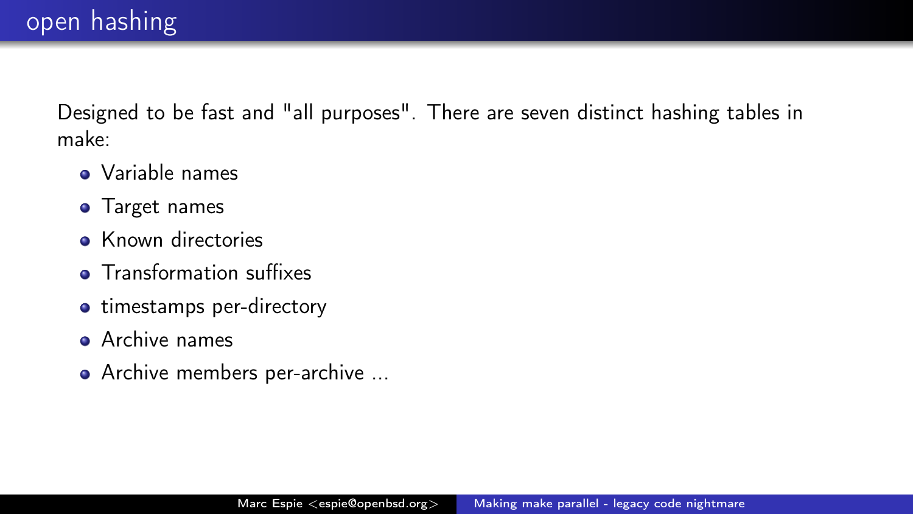# open hashing

Designed to be fast and "all purposes". There are seven distinct hashing tables in make:

- Variable names
- Target names
- Known directories
- Transformation suffixes
- timestamps per-directory
- Archive names
- Archive members per-archive ...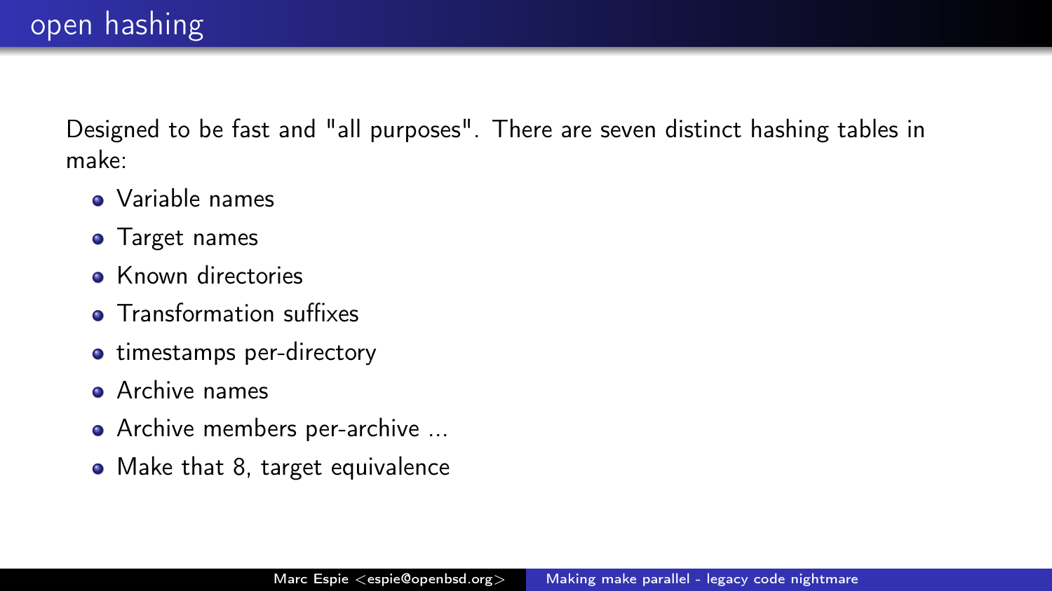# open hashing

Designed to be fast and "all purposes". There are seven distinct hashing tables in make:

- Variable names
- Target names
- Known directories
- Transformation suffixes
- timestamps per-directory
- Archive names
- Archive members per-archive ...
- Make that 8, target equivalence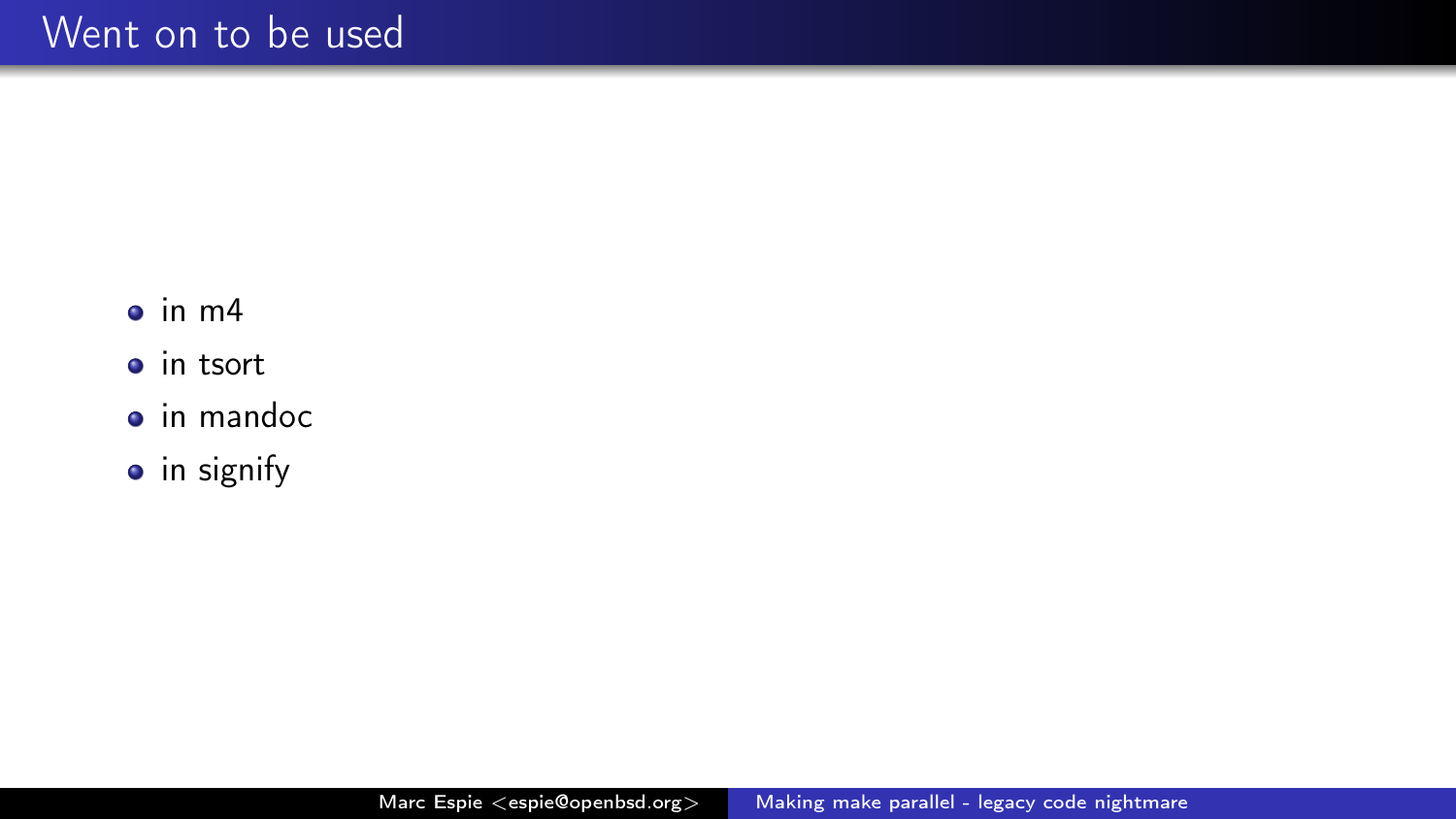# Went on to be used

- in m4
- in tsort
- in mandoc
- in signify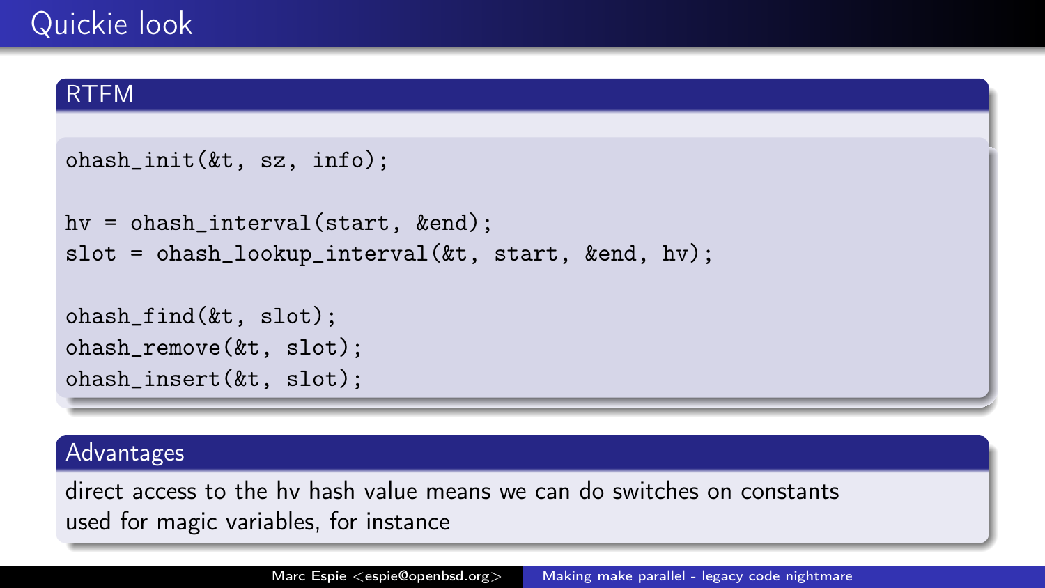# Quickie look

## RTFM

```
ohash_init(&t, sz, info);

hv = ohash_interval(start, &end);
slot = ohash_lookup_interval(&t, start, &end, hv);

ohash_find(&t, slot);
ohash_remove(&t, slot);
ohash_insert(&t, slot);
```

## Advantages

direct access to the hv hash value means we can do switches on constants used for magic variables, for instance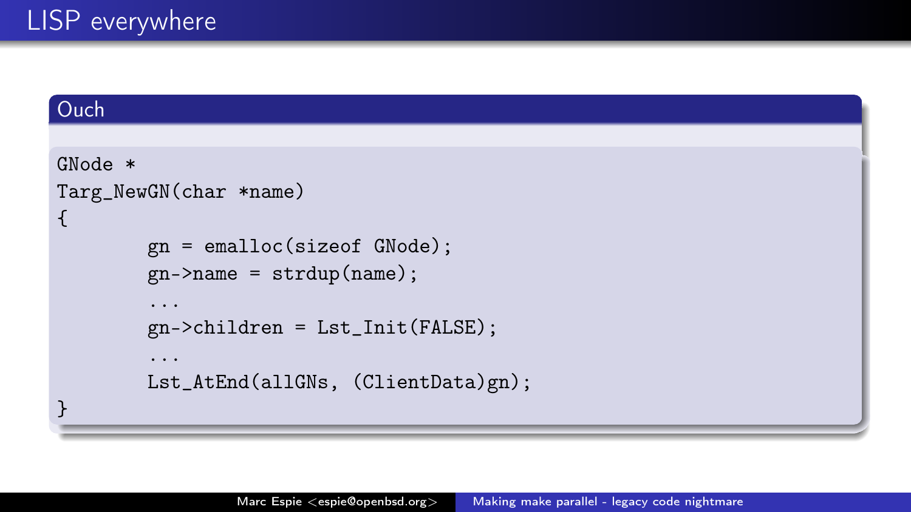# LISP everywhere

## Ouch

```
GNode *
Targ_NewGN(char *name)
{
        gn = emalloc(sizeof GNode);
        gn->name = strdup(name);
        ...
        gn->children = Lst_Init(FALSE);
        ...
        Lst_AtEnd(allGNs, (ClientData)gn);
}
```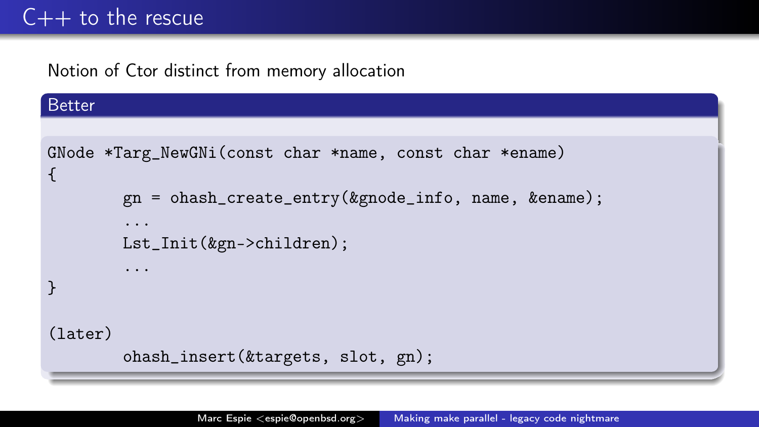# C++ to the rescue

Notion of Ctor distinct from memory allocation

## Better

```
GNode *Targ_NewGNi(const char *name, const char *ename)
{
        gn = ohash_create_entry(&gnode_info, name, &ename);
        ...
        Lst_Init(&gn->children);
        ...
}

(later)
        ohash_insert(&targets, slot, gn);
```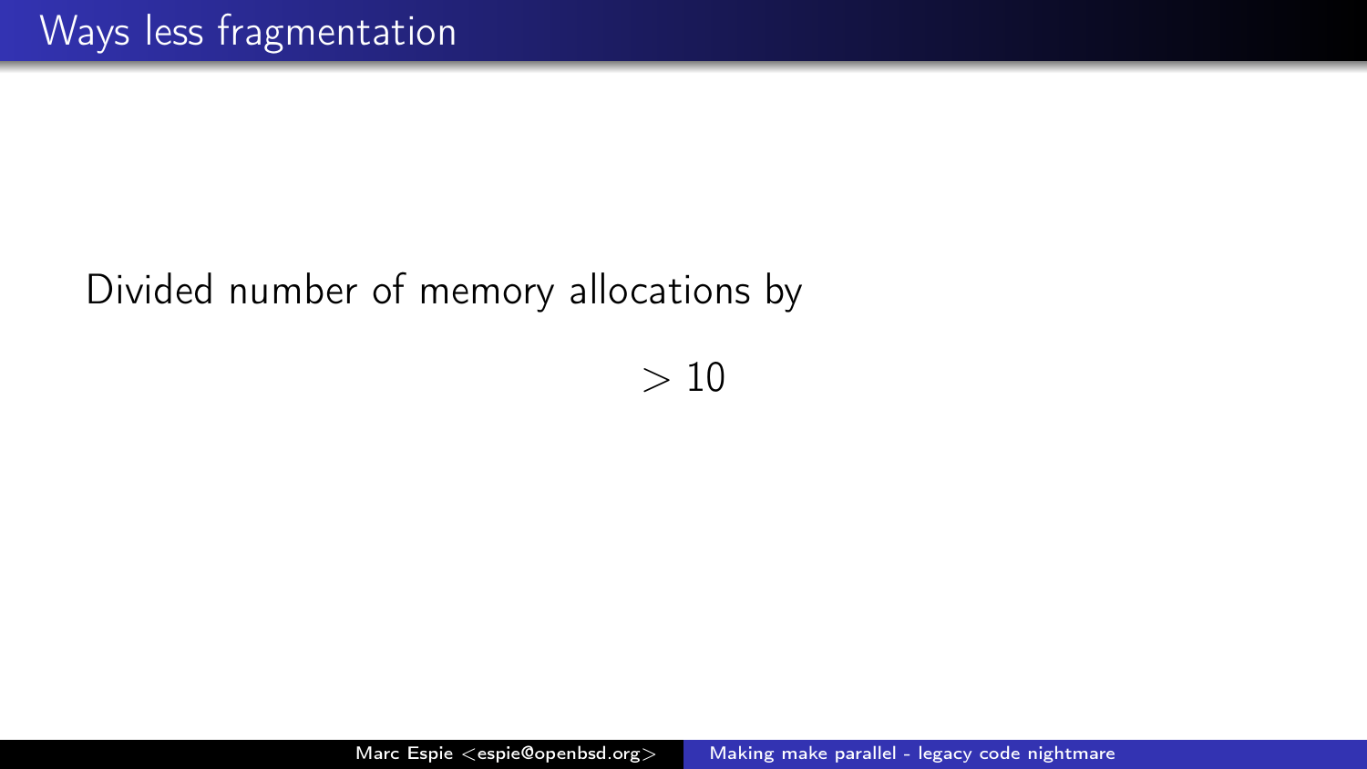# Ways less fragmentation

Divided number of memory allocations by

$$> 10$$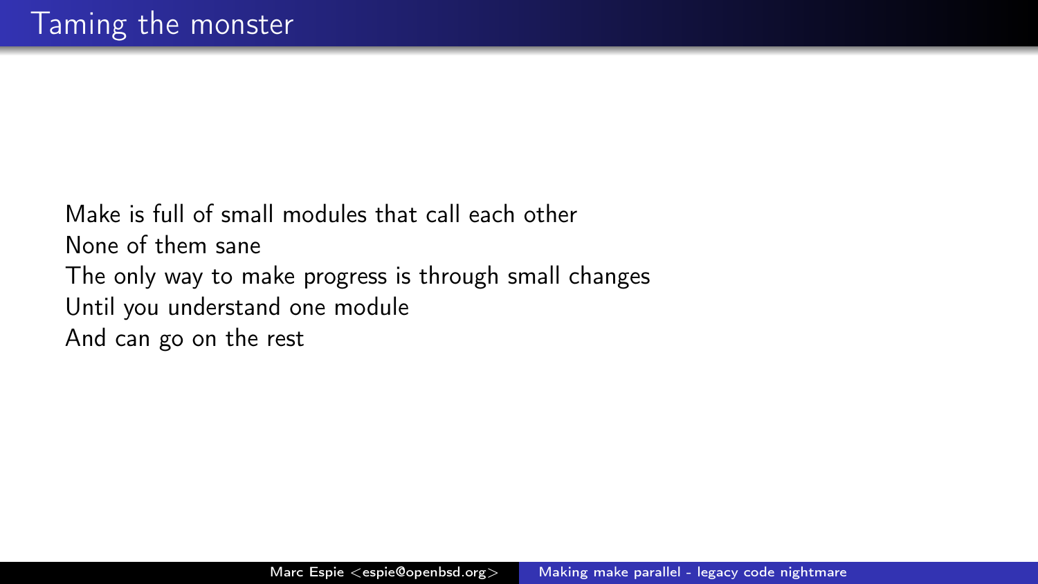# Taming the monster

Make is full of small modules that call each other
None of them sane
The only way to make progress is through small changes
Until you understand one module
And can go on the rest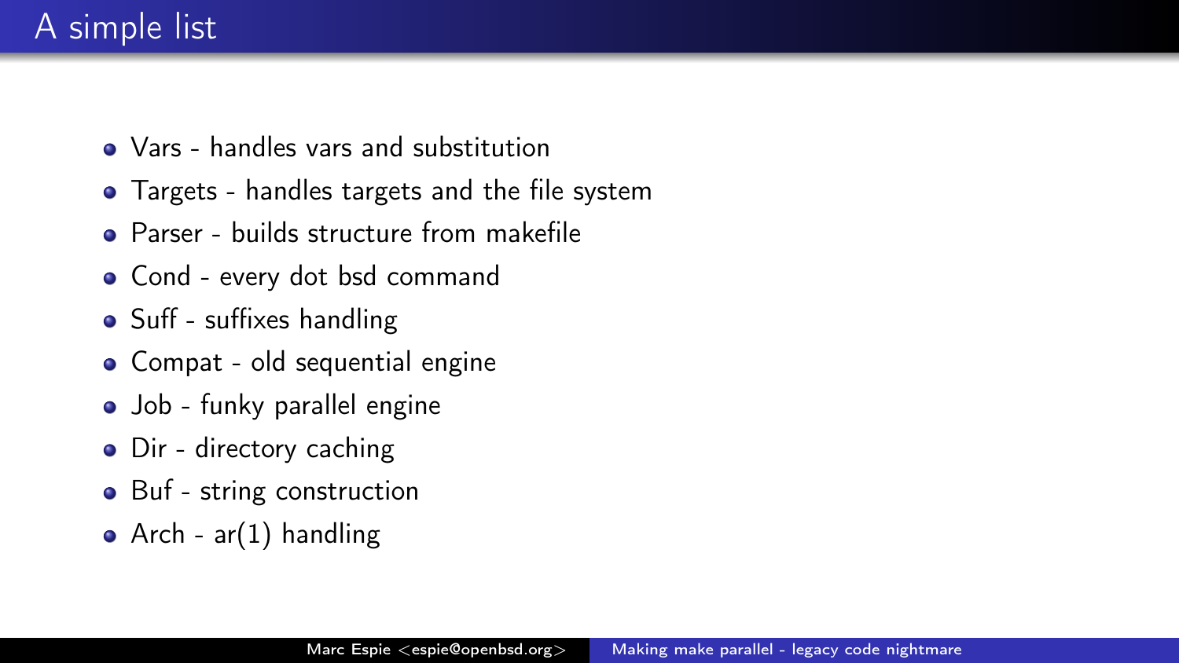# A simple list

- Vars - handles vars and substitution
- Targets - handles targets and the file system
- Parser - builds structure from makefile
- Cond - every dot bsd command
- Suff - suffixes handling
- Compat - old sequential engine
- Job - funky parallel engine
- Dir - directory caching
- Buf - string construction
- Arch - ar(1) handling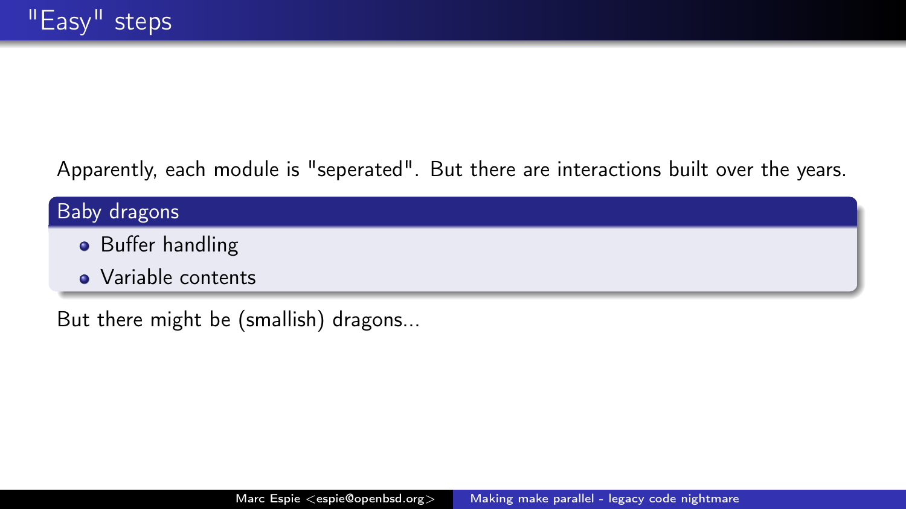# "Easy" steps

Apparently, each module is "seperated". But there are interactions built over the years.

**Baby dragons**

- Buffer handling
- Variable contents

But there might be (smallish) dragons...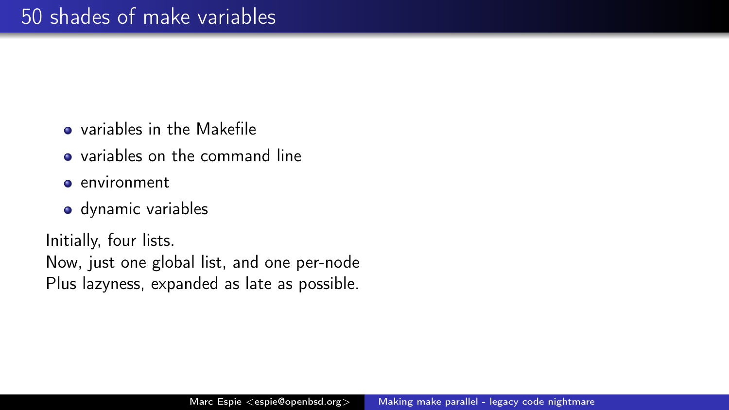# 50 shades of make variables

- variables in the Makefile
- variables on the command line
- environment
- dynamic variables

Initially, four lists.
Now, just one global list, and one per-node
Plus lazyness, expanded as late as possible.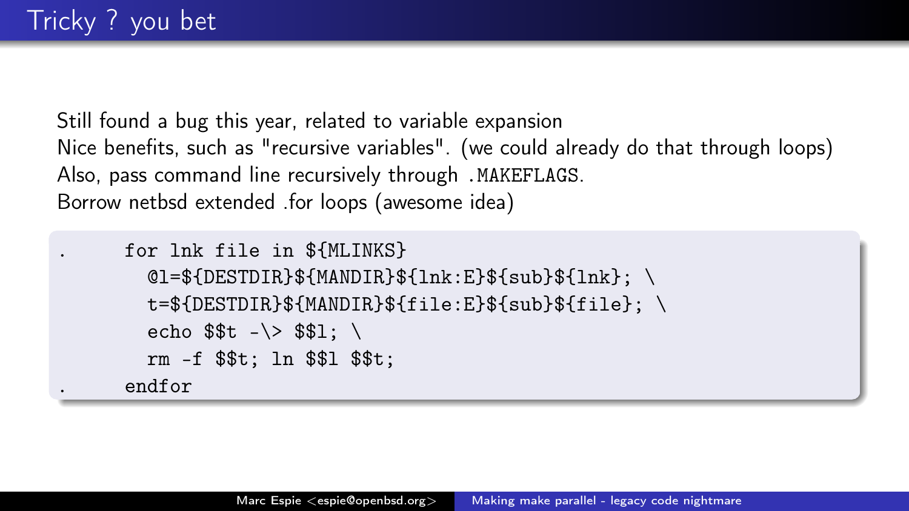# Tricky ? you bet

Still found a bug this year, related to variable expansion
Nice benefits, such as "recursive variables". (we could already do that through loops)
Also, pass command line recursively through `.MAKEFLAGS`.
Borrow netbsd extended .for loops (awesome idea)

```
.	for lnk file in ${MLINKS}
	  @l=${DESTDIR}${MANDIR}${lnk:E}${sub}${lnk}; \
	  t=${DESTDIR}${MANDIR}${file:E}${sub}${file}; \
	  echo $$t -\> $$l; \
	  rm -f $$t; ln $$l $$t;
.	endfor
```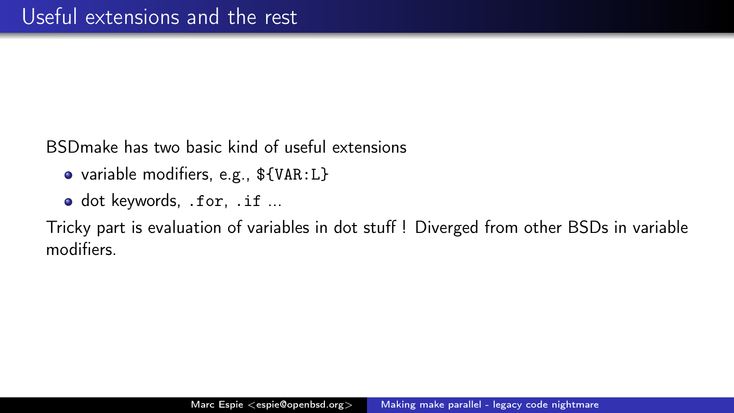# Useful extensions and the rest

BSDmake has two basic kind of useful extensions

- variable modifiers, e.g., `${VAR:L}`
- dot keywords, `.for`, `.if` ...

Tricky part is evaluation of variables in dot stuff ! Diverged from other BSDs in variable modifiers.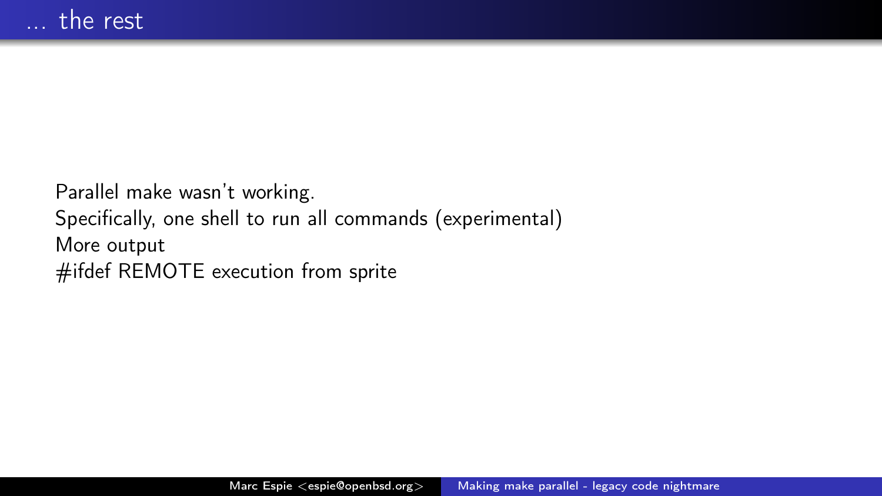# … the rest

Parallel make wasn't working.
Specifically, one shell to run all commands (experimental)
More output
#ifdef REMOTE execution from sprite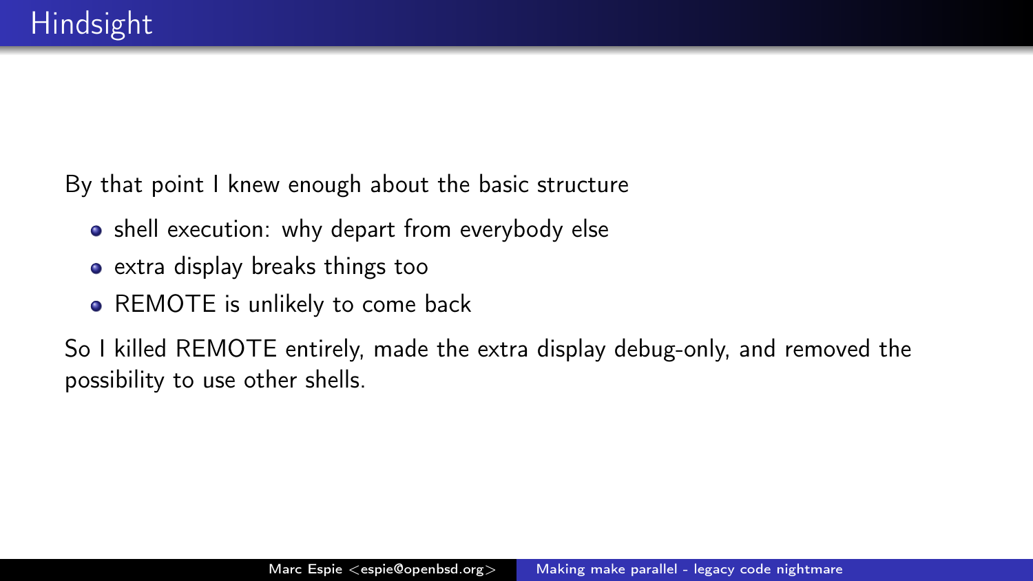# Hindsight

By that point I knew enough about the basic structure

- shell execution: why depart from everybody else
- extra display breaks things too
- REMOTE is unlikely to come back

So I killed REMOTE entirely, made the extra display debug-only, and removed the possibility to use other shells.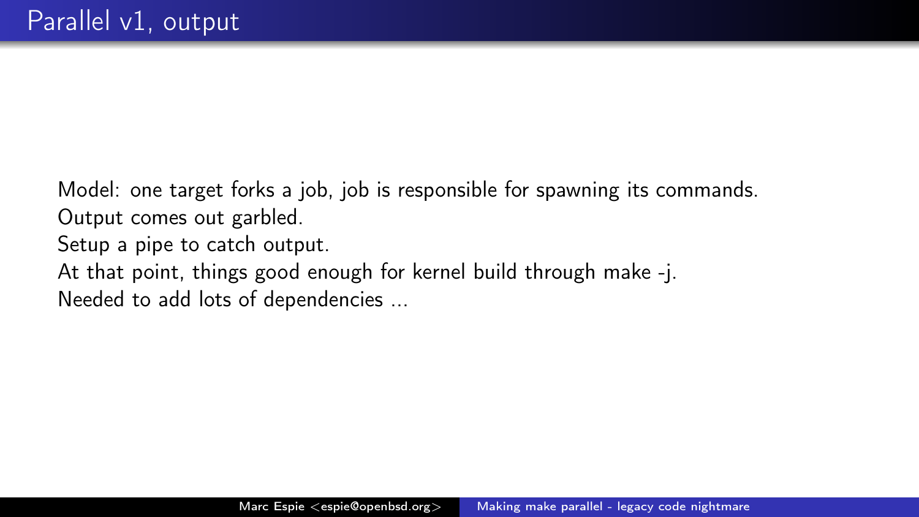# Parallel v1, output

Model: one target forks a job, job is responsible for spawning its commands.
Output comes out garbled.
Setup a pipe to catch output.
At that point, things good enough for kernel build through make -j.
Needed to add lots of dependencies ...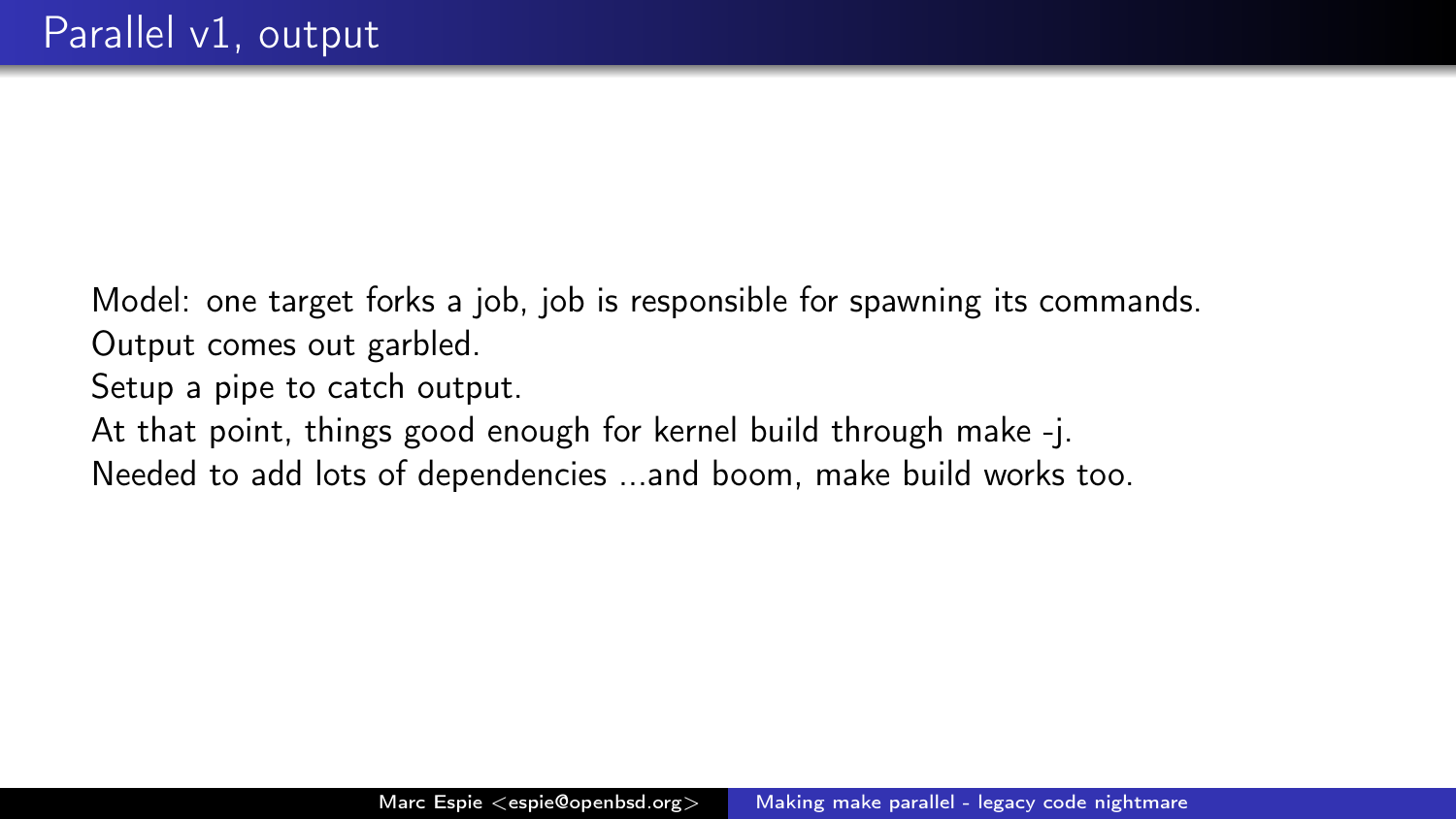# Parallel v1, output

Model: one target forks a job, job is responsible for spawning its commands.
Output comes out garbled.
Setup a pipe to catch output.
At that point, things good enough for kernel build through make -j.
Needed to add lots of dependencies ...and boom, make build works too.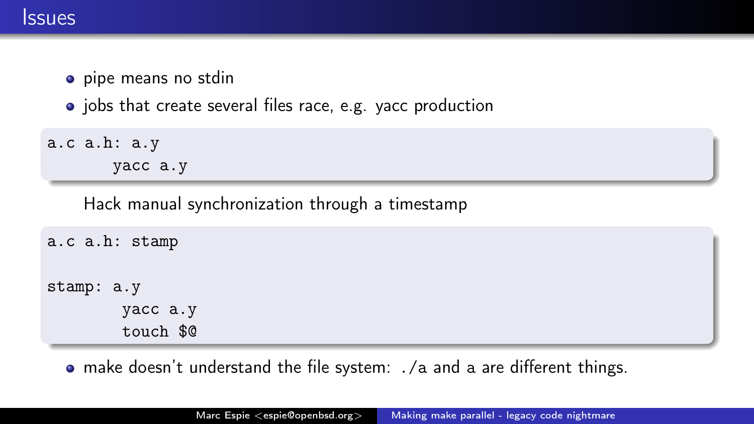# Issues

- pipe means no stdin
- jobs that create several files race, e.g. yacc production

```
a.c a.h: a.y
	yacc a.y
```

Hack manual synchronization through a timestamp

```
a.c a.h: stamp

stamp: a.y
	yacc a.y
	touch $@
```

- make doesn't understand the file system: ./a and a are different things.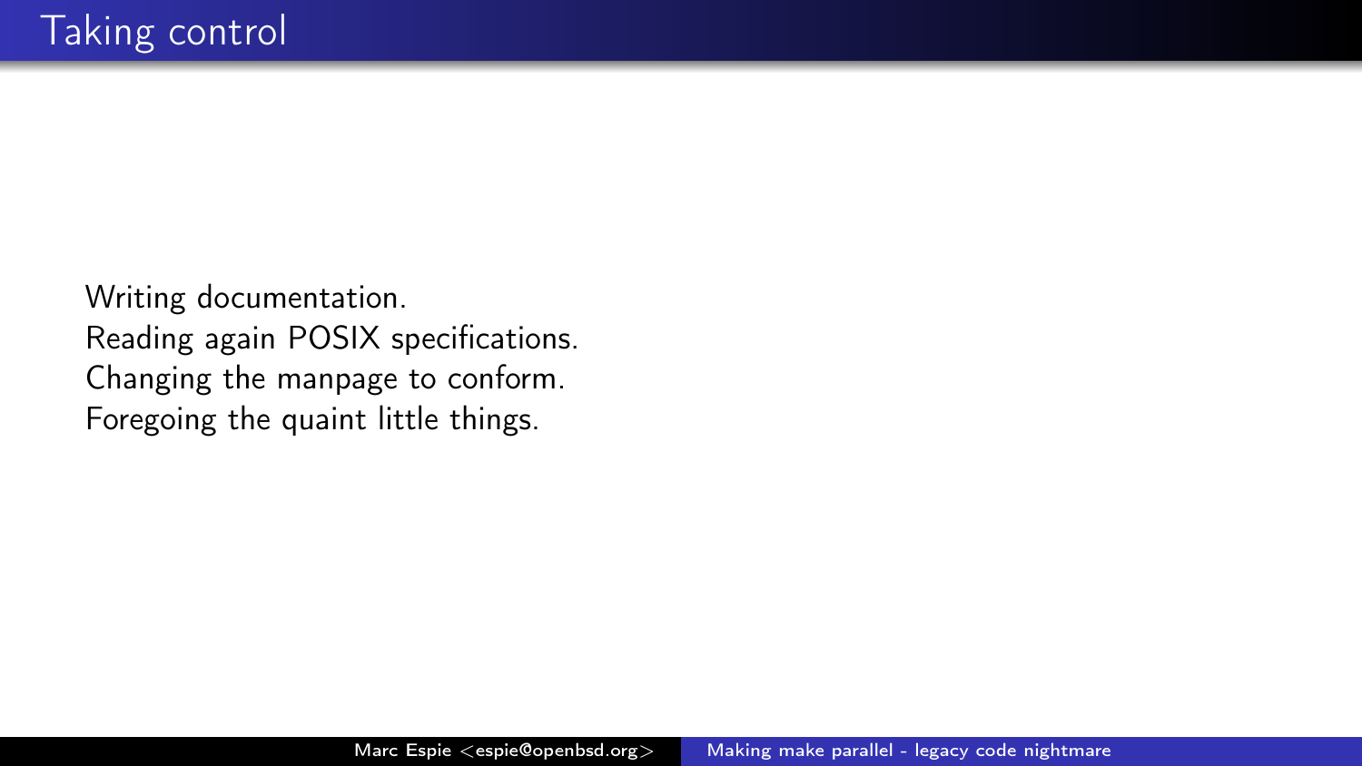# Taking control

Writing documentation.
Reading again POSIX specifications.
Changing the manpage to conform.
Foregoing the quaint little things.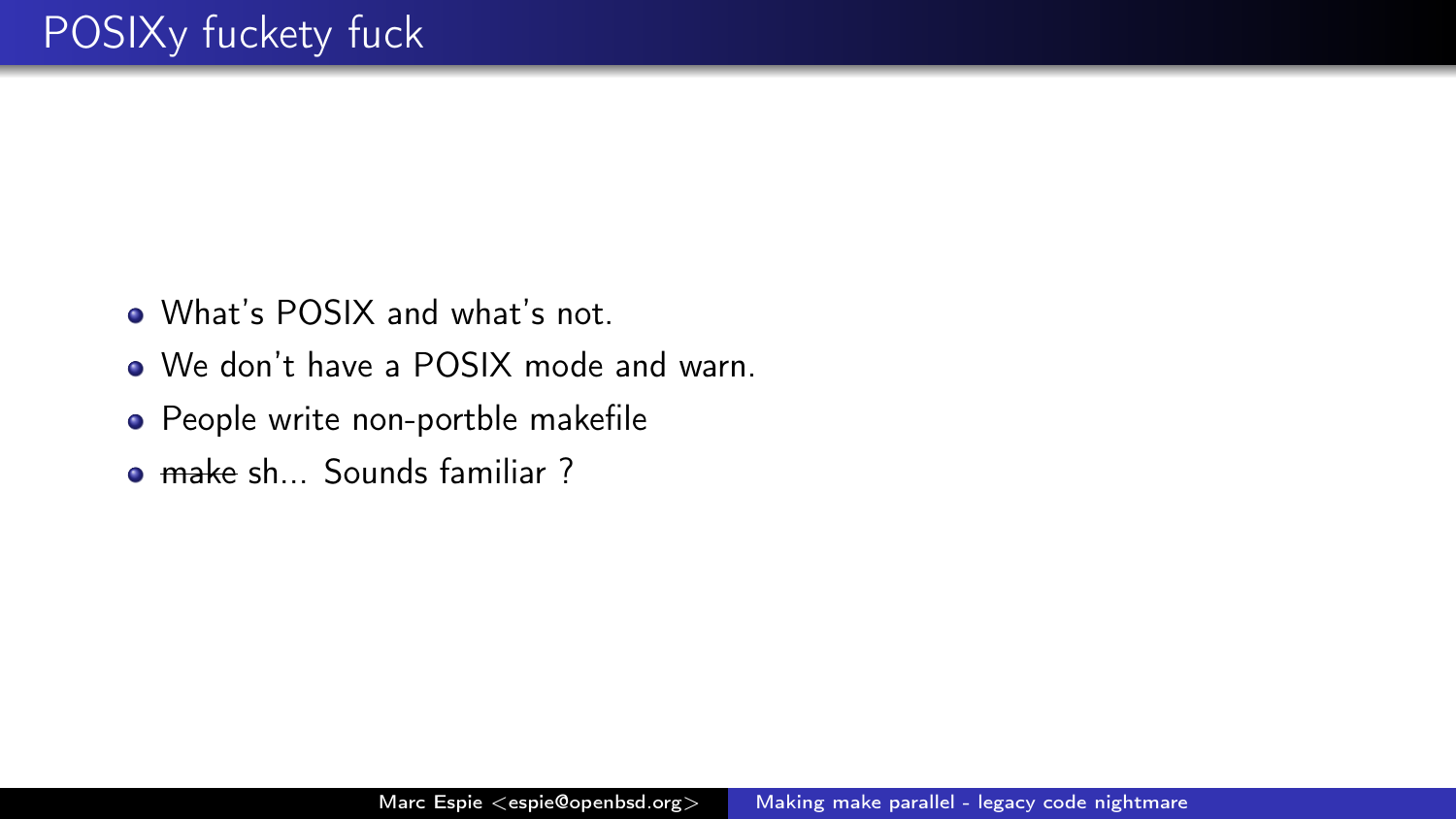# POSIXy fuckety fuck

- What's POSIX and what's not.
- We don't have a POSIX mode and warn.
- People write non-portble makefile
- ~~make~~ sh... Sounds familiar ?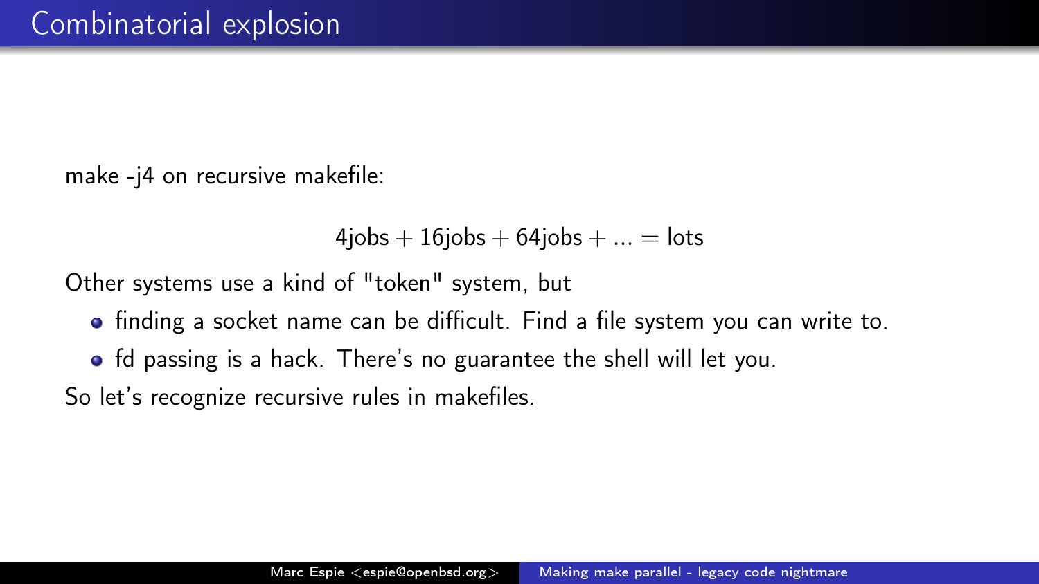# Combinatorial explosion

make -j4 on recursive makefile:

$$4\text{jobs} + 16\text{jobs} + 64\text{jobs} + \ldots = \text{lots}$$

Other systems use a kind of "token" system, but

- finding a socket name can be difficult. Find a file system you can write to.
- fd passing is a hack. There's no guarantee the shell will let you.

So let's recognize recursive rules in makefiles.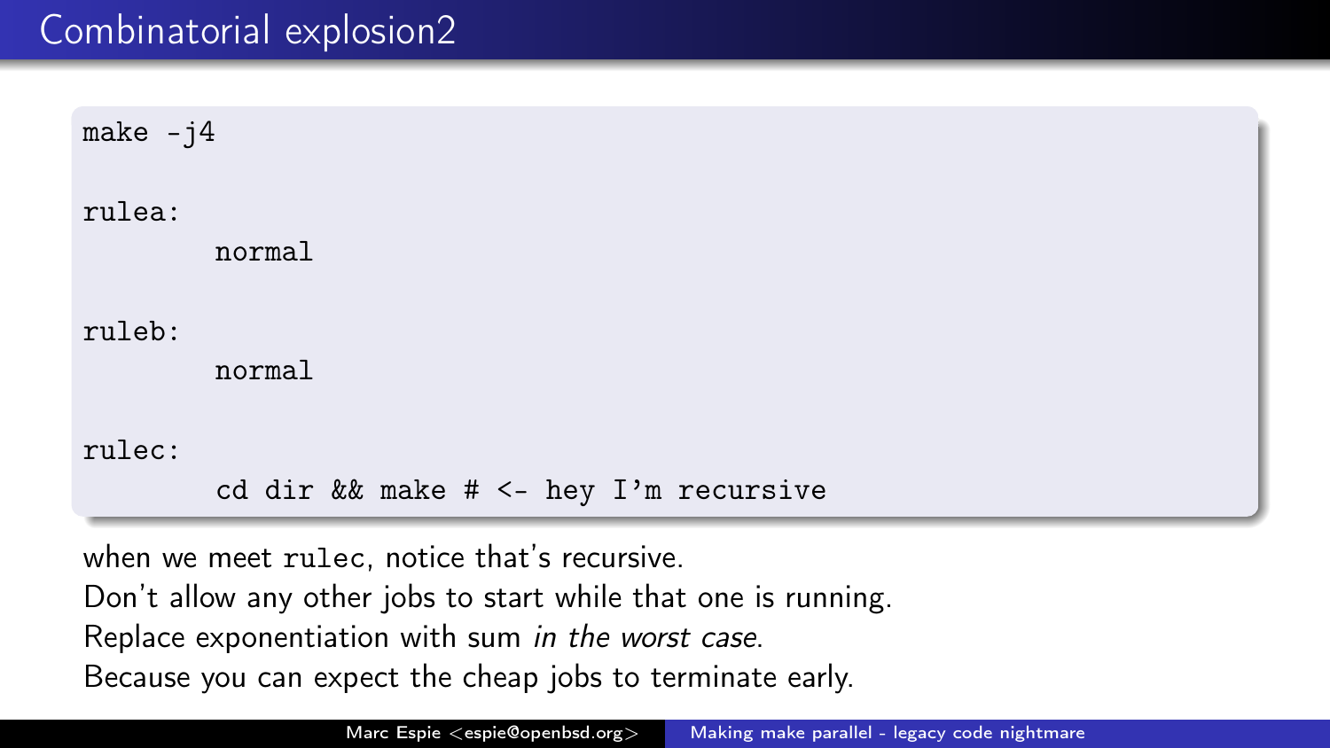# Combinatorial explosion2

```
make -j4

rulea:
        normal

ruleb:
        normal

rulec:
        cd dir && make # <- hey I'm recursive
```

when we meet `rulec`, notice that's recursive.
Don't allow any other jobs to start while that one is running.
Replace exponentiation with sum *in the worst case*.
Because you can expect the cheap jobs to terminate early.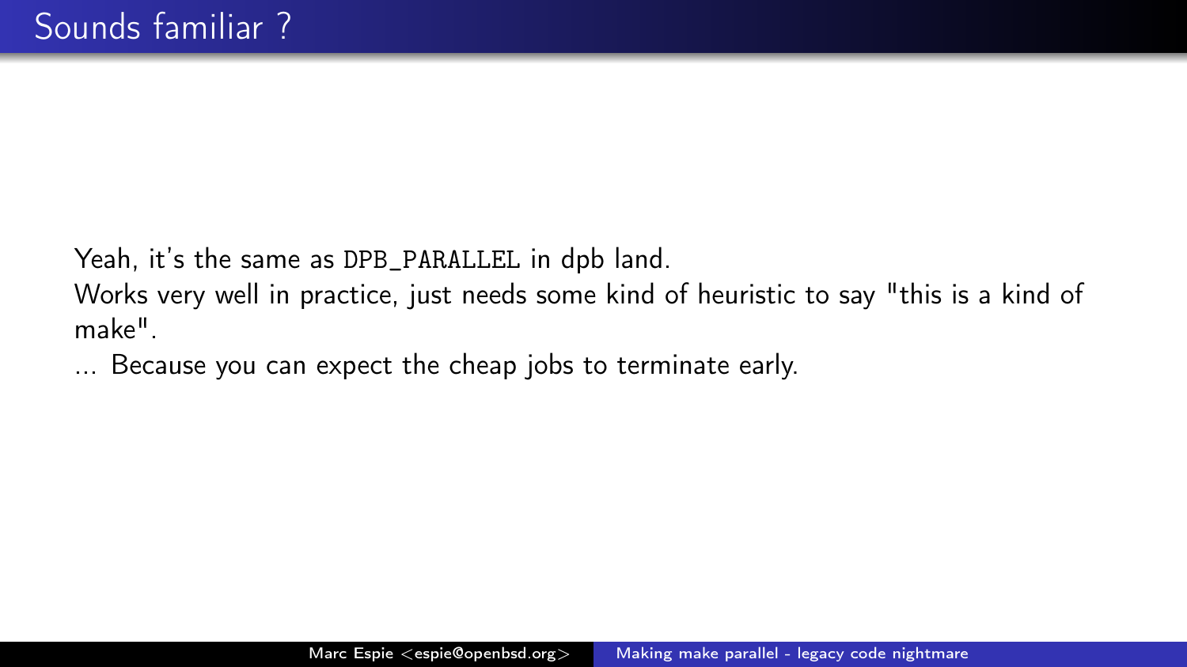# Sounds familiar ?

Yeah, it's the same as `DPB_PARALLEL` in dpb land.
Works very well in practice, just needs some kind of heuristic to say "this is a kind of make".
... Because you can expect the cheap jobs to terminate early.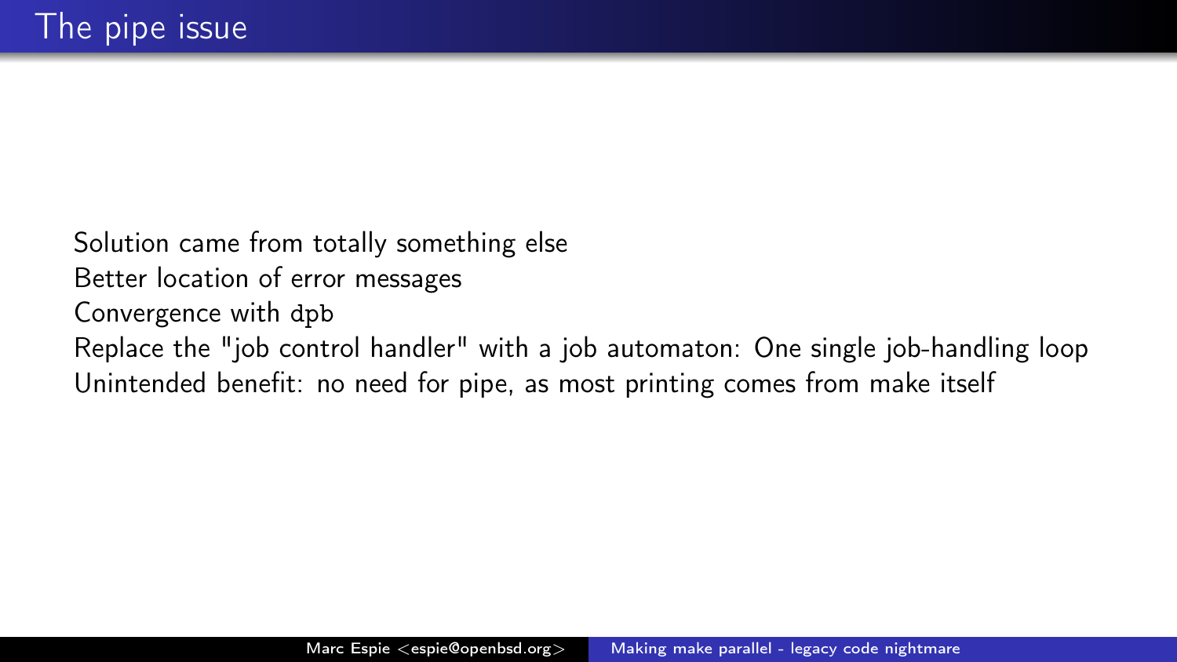# The pipe issue

Solution came from totally something else
Better location of error messages
Convergence with `dpb`
Replace the "job control handler" with a job automaton: One single job-handling loop
Unintended benefit: no need for pipe, as most printing comes from make itself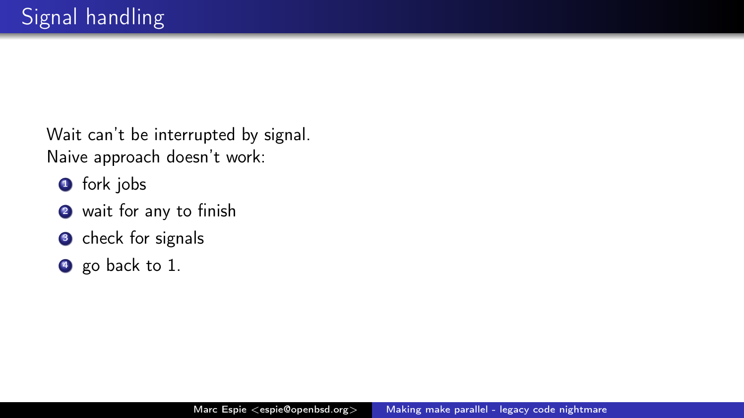# Signal handling

Wait can't be interrupted by signal.
Naive approach doesn't work:

1. fork jobs
2. wait for any to finish
3. check for signals
4. go back to 1.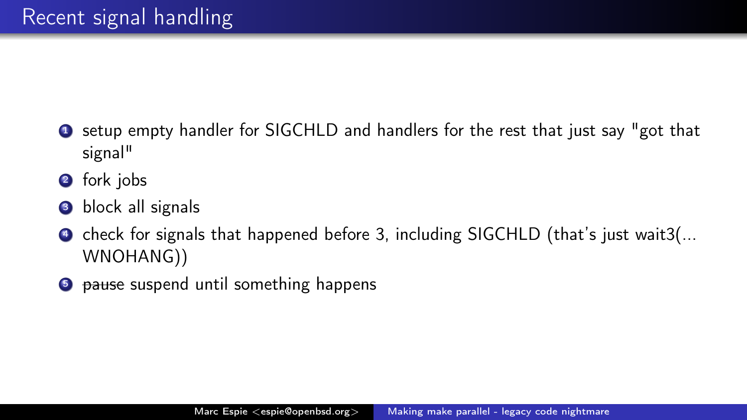# Recent signal handling

1. setup empty handler for SIGCHLD and handlers for the rest that just say "got that signal"
2. fork jobs
3. block all signals
4. check for signals that happened before 3, including SIGCHLD (that's just wait3(... WNOHANG))
5. ~~pause~~ suspend until something happens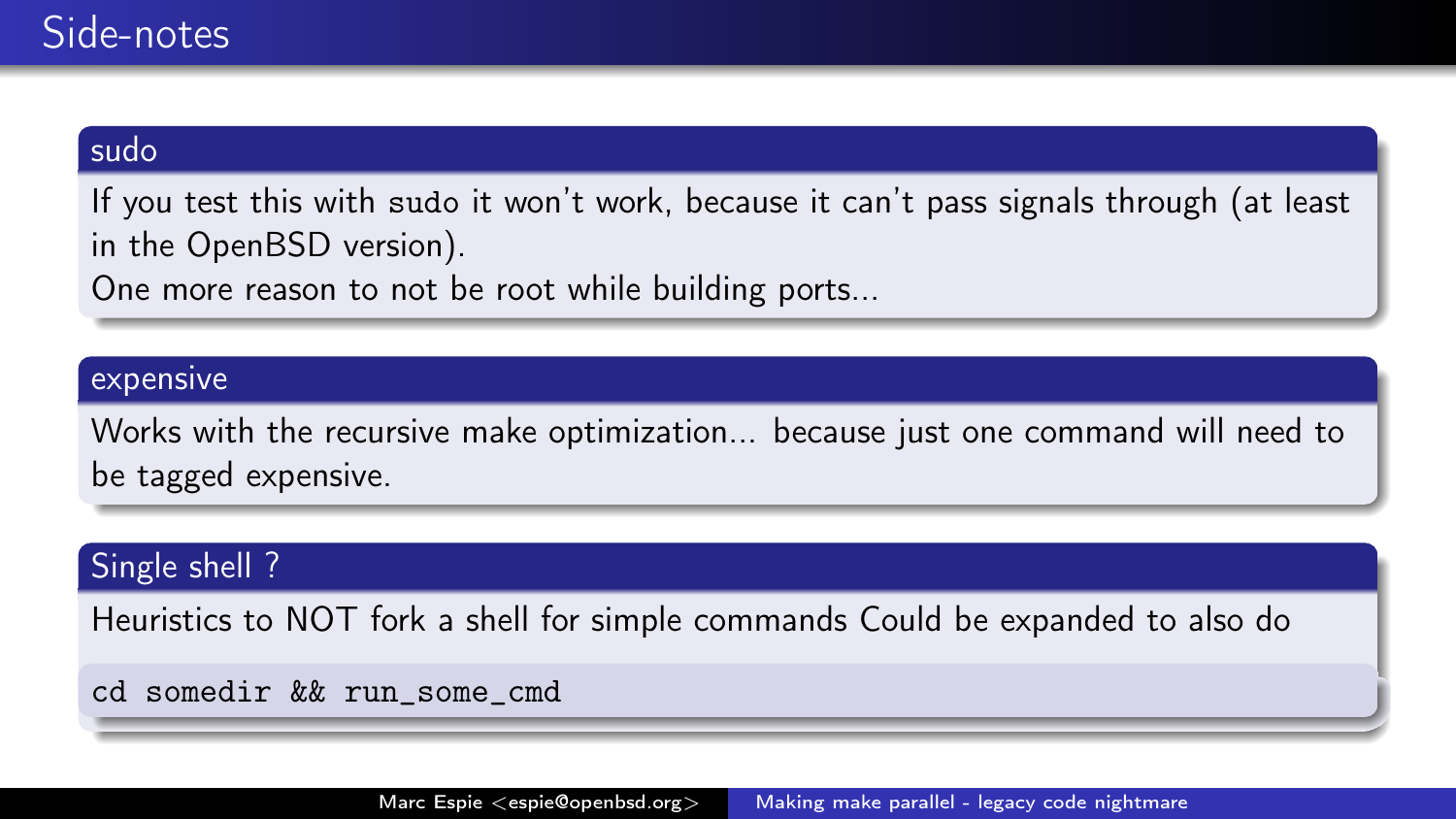# Side-notes

### sudo

If you test this with `sudo` it won't work, because it can't pass signals through (at least in the OpenBSD version).
One more reason to not be root while building ports...

### expensive

Works with the recursive make optimization... because just one command will need to be tagged expensive.

### Single shell ?

Heuristics to NOT fork a shell for simple commands Could be expanded to also do

```
cd somedir && run_some_cmd
```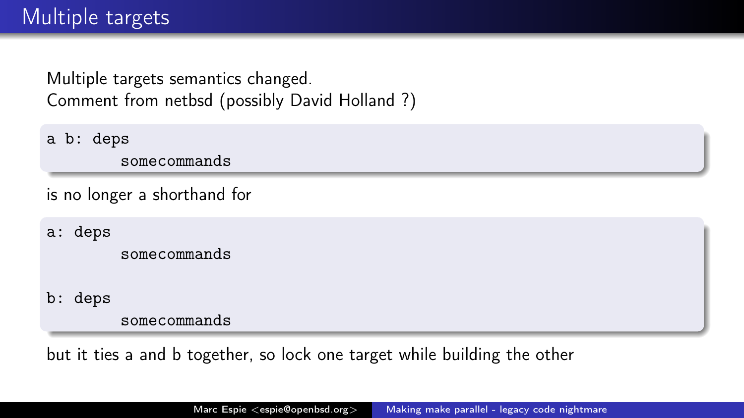# Multiple targets

Multiple targets semantics changed.
Comment from netbsd (possibly David Holland ?)

```
a b: deps
        somecommands
```

is no longer a shorthand for

```
a: deps
        somecommands

b: deps
        somecommands
```

but it ties a and b together, so lock one target while building the other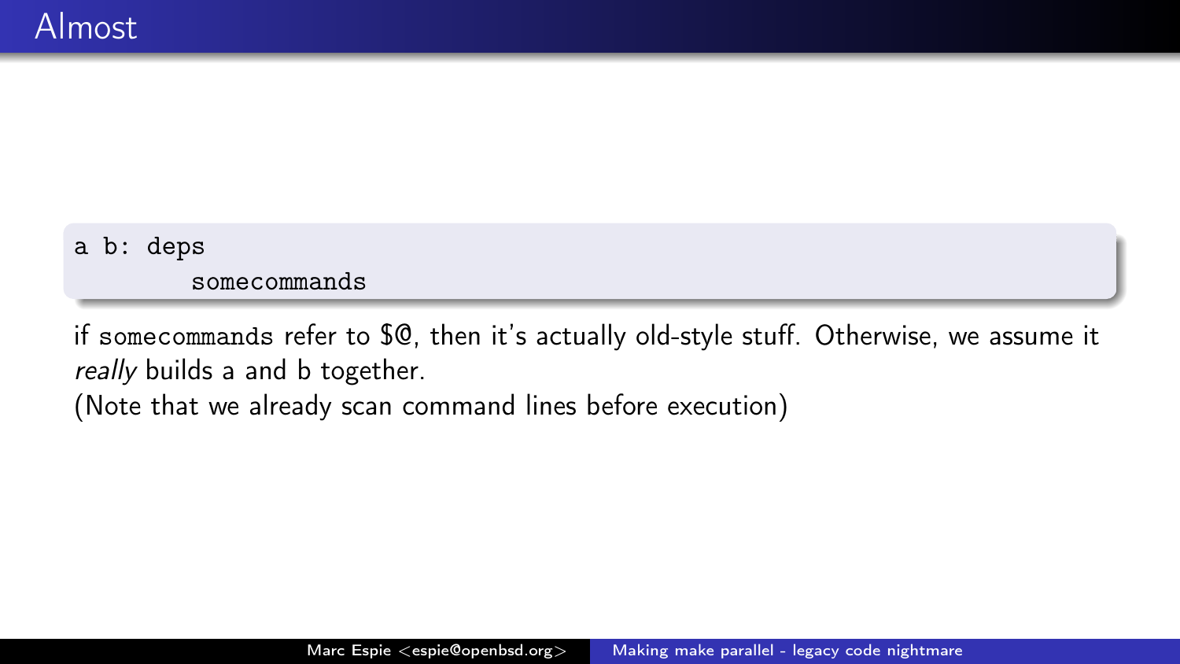# Almost

```
a b: deps
        somecommands
```

if `somecommands` refer to `$@`, then it's actually old-style stuff. Otherwise, we assume it *really* builds a and b together.
(Note that we already scan command lines before execution)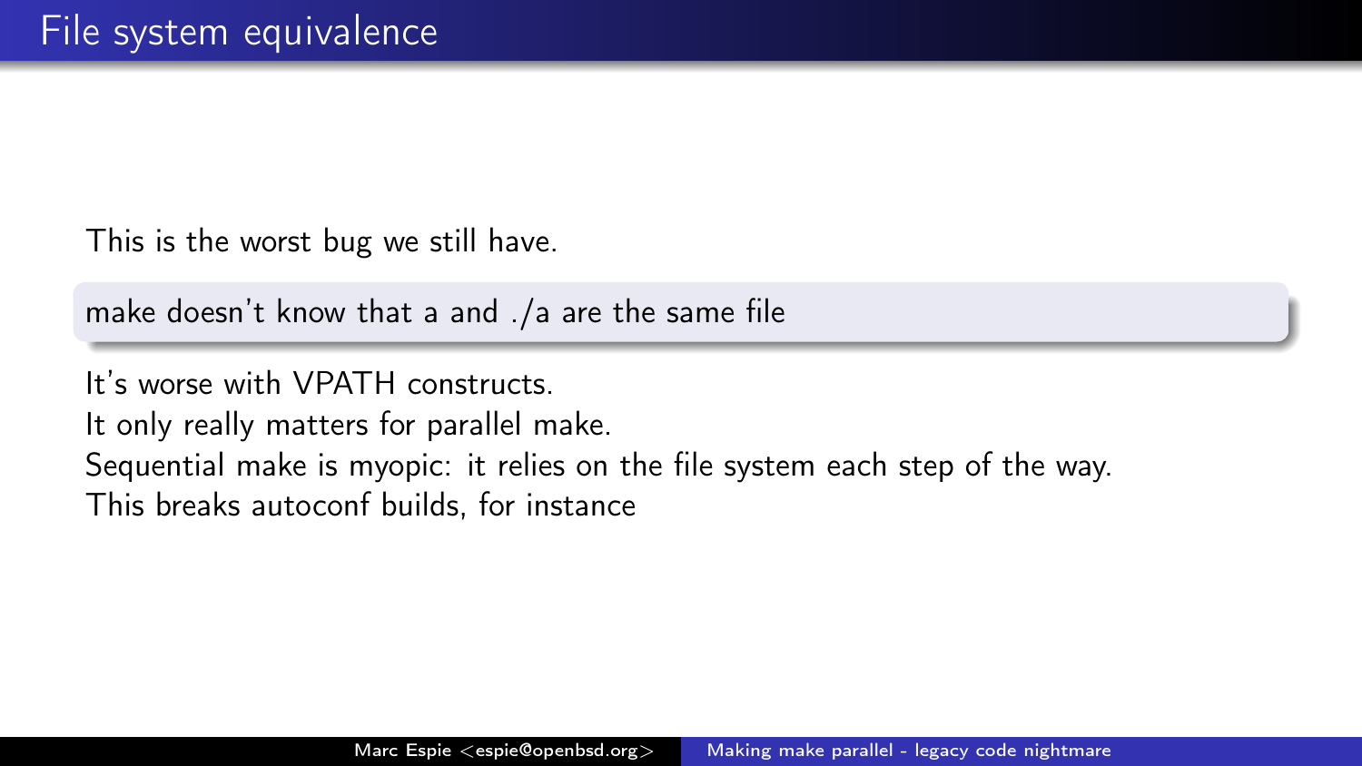# File system equivalence

This is the worst bug we still have.

> make doesn't know that a and ./a are the same file

It's worse with VPATH constructs.
It only really matters for parallel make.
Sequential make is myopic: it relies on the file system each step of the way.
This breaks autoconf builds, for instance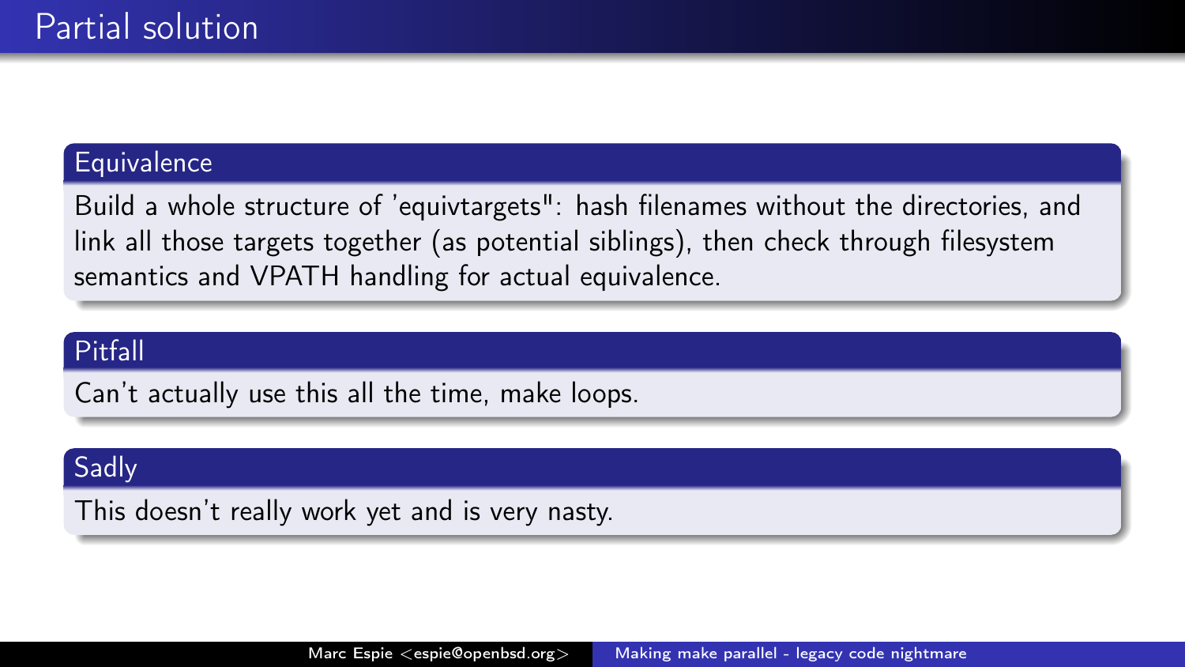# Partial solution

### Equivalence

Build a whole structure of 'equivtargets": hash filenames without the directories, and link all those targets together (as potential siblings), then check through filesystem semantics and VPATH handling for actual equivalence.

### Pitfall

Can't actually use this all the time, make loops.

### Sadly

This doesn't really work yet and is very nasty.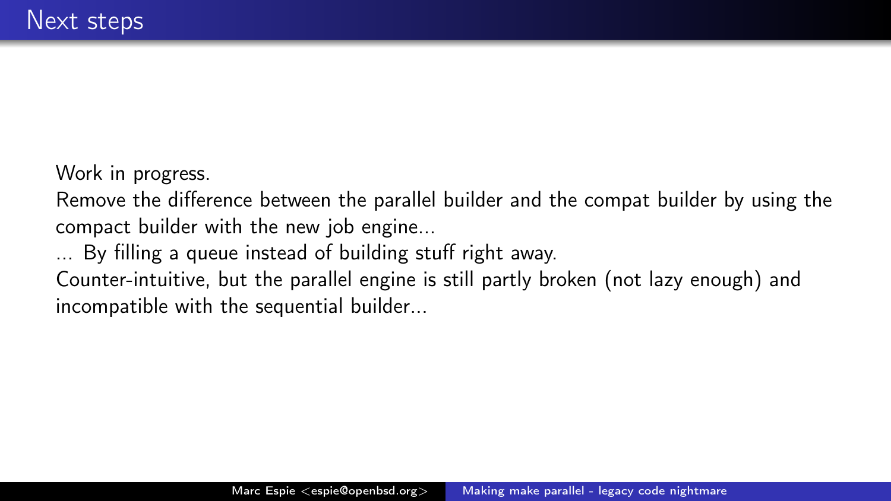# Next steps

Work in progress.
Remove the difference between the parallel builder and the compat builder by using the compact builder with the new job engine...
... By filling a queue instead of building stuff right away.
Counter-intuitive, but the parallel engine is still partly broken (not lazy enough) and incompatible with the sequential builder...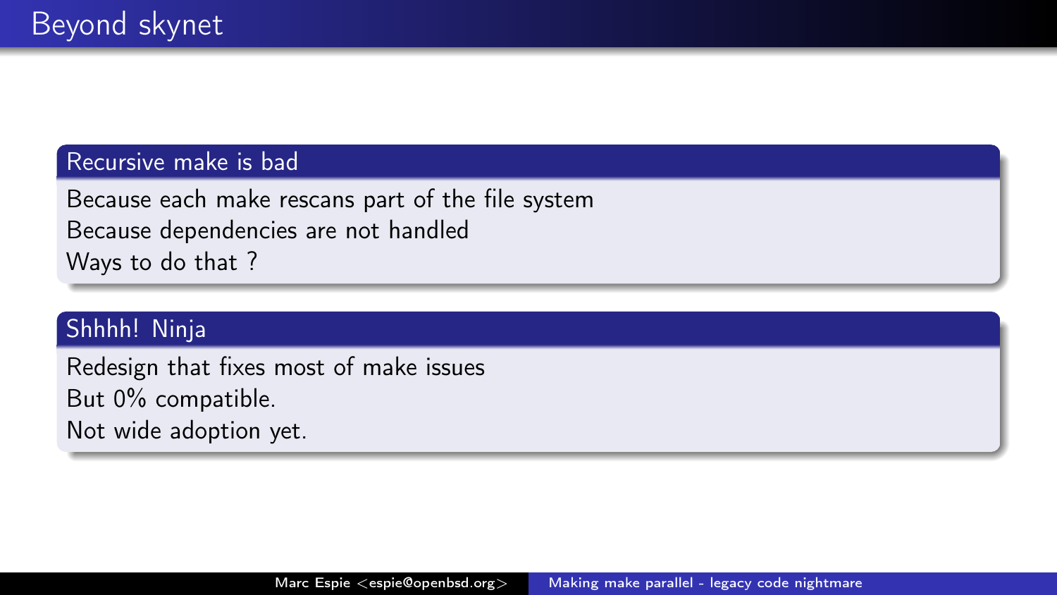# Beyond skynet

### Recursive make is bad

Because each make rescans part of the file system
Because dependencies are not handled
Ways to do that ?

### Shhhh! Ninja

Redesign that fixes most of make issues
But 0% compatible.
Not wide adoption yet.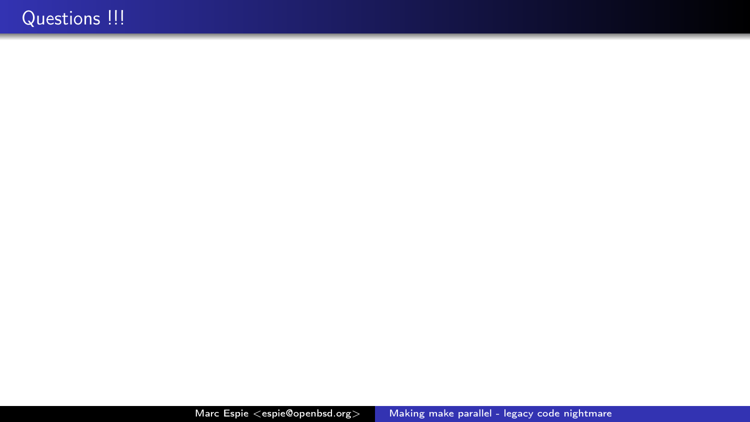# Questions !!!